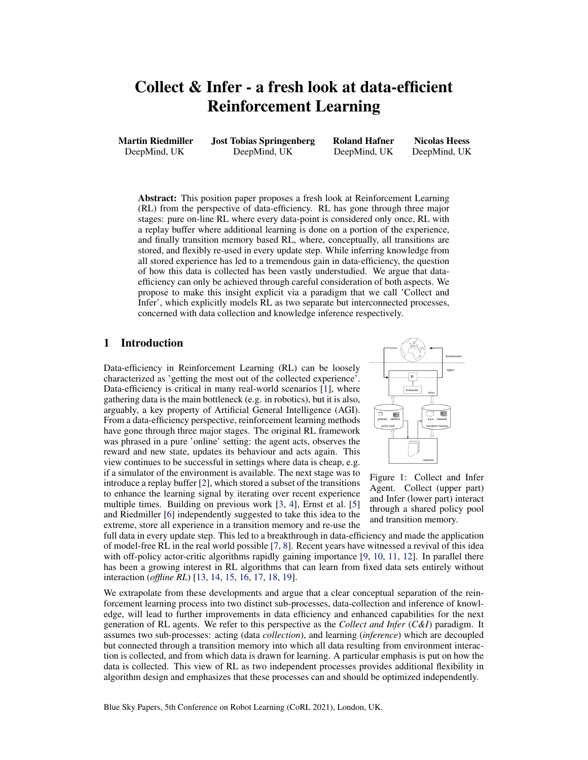# Collect & Infer - a fresh look at data-efficient Reinforcement Learning

**Martin Riedmiller**
DeepMind, UK

**Jost Tobias Springenberg**
DeepMind, UK

**Roland Hafner**
DeepMind, UK

**Nicolas Heess**
DeepMind, UK

**Abstract:** This position paper proposes a fresh look at Reinforcement Learning (RL) from the perspective of data-efficiency. RL has gone through three major stages: pure on-line RL where every data-point is considered only once, RL with a replay buffer where additional learning is done on a portion of the experience, and finally transition memory based RL, where, conceptually, all transitions are stored, and flexibly re-used in every update step. While inferring knowledge from all stored experience has led to a tremendous gain in data-efficiency, the question of how this data is collected has been vastly understudied. We argue that data-efficiency can only be achieved through careful consideration of both aspects. We propose to make this insight explicit via a paradigm that we call 'Collect and Infer', which explicitly models RL as two separate but interconnected processes, concerned with data collection and knowledge inference respectively.

## 1 Introduction

Data-efficiency in Reinforcement Learning (RL) can be loosely characterized as 'getting the most out of the collected experience'. Data-efficiency is critical in many real-world scenarios [1], where gathering data is the main bottleneck (e.g. in robotics), but it is also, arguably, a key property of Artificial General Intelligence (AGI). From a data-efficiency perspective, reinforcement learning methods have gone through three major stages. The original RL framework was phrased in a pure 'online' setting: the agent acts, observes the reward and new state, updates its behaviour and acts again. This view continues to be successful in settings where data is cheap, e.g. if a simulator of the environment is available. The next stage was to introduce a replay buffer [2], which stored a subset of the transitions to enhance the learning signal by iterating over recent experience multiple times. Building on previous work [3, 4], Ernst et al. [5] and Riedmiller [6] independently suggested to take this idea to the extreme, store all experience in a transition memory and re-use the full data in every update step. This led to a breakthrough in data-efficiency and made the application of model-free RL in the real world possible [7, 8]. Recent years have witnessed a revival of this idea with off-policy actor-critic algorithms rapidly gaining importance [9, 10, 11, 12]. In parallel there has been a growing interest in RL algorithms that can learn from fixed data sets entirely without interaction (*offline RL*) [13, 14, 15, 16, 17, 18, 19].

Figure 1: Collect and Infer Agent. Collect (upper part) and Infer (lower part) interact through a shared policy pool and transition memory.

We extrapolate from these developments and argue that a clear conceptual separation of the reinforcement learning process into two distinct sub-processes, data-collection and inference of knowledge, will lead to further improvements in data efficiency and enhanced capabilities for the next generation of RL agents. We refer to this perspective as the *Collect and Infer* (*C&I*) paradigm. It assumes two sub-processes: acting (data *collection*), and learning (*inference*) which are decoupled but connected through a transition memory into which all data resulting from environment interaction is collected, and from which data is drawn for learning. A particular emphasis is put on how the data is collected. This view of RL as two independent processes provides additional flexibility in algorithm design and emphasizes that these processes can and should be optimized independently.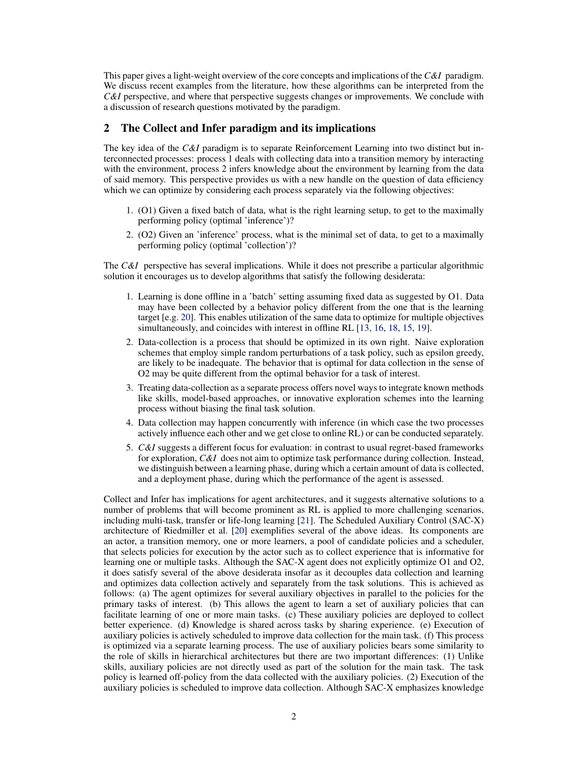This paper gives a light-weight overview of the core concepts and implications of the *C&I* paradigm. We discuss recent examples from the literature, how these algorithms can be interpreted from the *C&I* perspective, and where that perspective suggests changes or improvements. We conclude with a discussion of research questions motivated by the paradigm.

## 2 The Collect and Infer paradigm and its implications

The key idea of the *C&I* paradigm is to separate Reinforcement Learning into two distinct but interconnected processes: process 1 deals with collecting data into a transition memory by interacting with the environment, process 2 infers knowledge about the environment by learning from the data of said memory. This perspective provides us with a new handle on the question of data efficiency which we can optimize by considering each process separately via the following objectives:

1. (O1) Given a fixed batch of data, what is the right learning setup, to get to the maximally performing policy (optimal 'inference')?
2. (O2) Given an 'inference' process, what is the minimal set of data, to get to a maximally performing policy (optimal 'collection')?

The *C&I* perspective has several implications. While it does not prescribe a particular algorithmic solution it encourages us to develop algorithms that satisfy the following desiderata:

1. Learning is done offline in a 'batch' setting assuming fixed data as suggested by O1. Data may have been collected by a behavior policy different from the one that is the learning target [e.g. 20]. This enables utilization of the same data to optimize for multiple objectives simultaneously, and coincides with interest in offline RL [13, 16, 18, 15, 19].
2. Data-collection is a process that should be optimized in its own right. Naive exploration schemes that employ simple random perturbations of a task policy, such as epsilon greedy, are likely to be inadequate. The behavior that is optimal for data collection in the sense of O2 may be quite different from the optimal behavior for a task of interest.
3. Treating data-collection as a separate process offers novel ways to integrate known methods like skills, model-based approaches, or innovative exploration schemes into the learning process without biasing the final task solution.
4. Data collection may happen concurrently with inference (in which case the two processes actively influence each other and we get close to online RL) or can be conducted separately.
5. *C&I* suggests a different focus for evaluation: in contrast to usual regret-based frameworks for exploration, *C&I* does not aim to optimize task performance during collection. Instead, we distinguish between a learning phase, during which a certain amount of data is collected, and a deployment phase, during which the performance of the agent is assessed.

Collect and Infer has implications for agent architectures, and it suggests alternative solutions to a number of problems that will become prominent as RL is applied to more challenging scenarios, including multi-task, transfer or life-long learning [21]. The Scheduled Auxiliary Control (SAC-X) architecture of Riedmiller et al. [20] exemplifies several of the above ideas. Its components are an actor, a transition memory, one or more learners, a pool of candidate policies and a scheduler, that selects policies for execution by the actor such as to collect experience that is informative for learning one or multiple tasks. Although the SAC-X agent does not explicitly optimize O1 and O2, it does satisfy several of the above desiderata insofar as it decouples data collection and learning and optimizes data collection actively and separately from the task solutions. This is achieved as follows: (a) The agent optimizes for several auxiliary objectives in parallel to the policies for the primary tasks of interest. (b) This allows the agent to learn a set of auxiliary policies that can facilitate learning of one or more main tasks. (c) These auxiliary policies are deployed to collect better experience. (d) Knowledge is shared across tasks by sharing experience. (e) Execution of auxiliary policies is actively scheduled to improve data collection for the main task. (f) This process is optimized via a separate learning process. The use of auxiliary policies bears some similarity to the role of skills in hierarchical architectures but there are two important differences: (1) Unlike skills, auxiliary policies are not directly used as part of the solution for the main task. The task policy is learned off-policy from the data collected with the auxiliary policies. (2) Execution of the auxiliary policies is scheduled to improve data collection. Although SAC-X emphasizes knowledge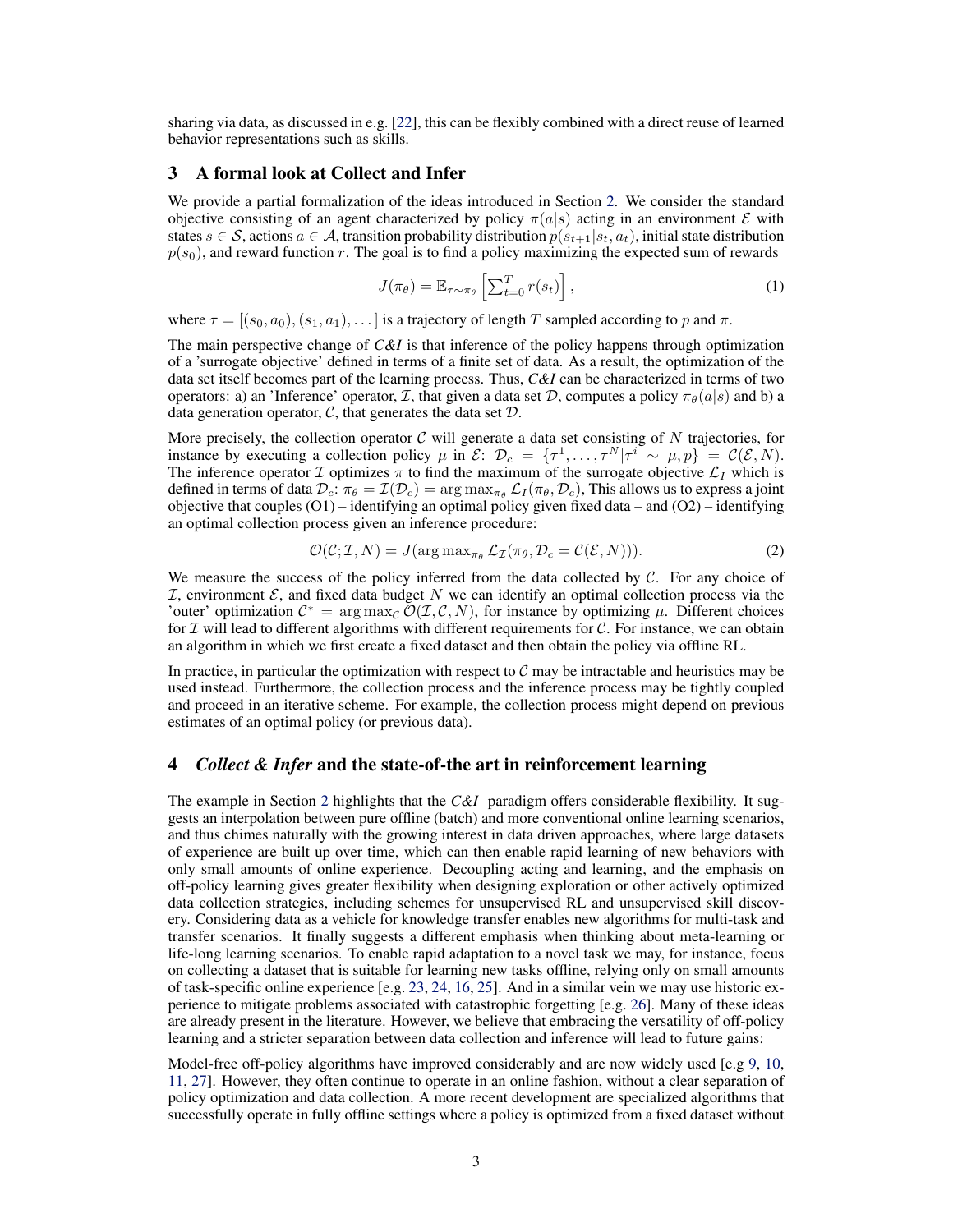sharing via data, as discussed in e.g. [22], this can be flexibly combined with a direct reuse of learned behavior representations such as skills.

## 3 A formal look at Collect and Infer

We provide a partial formalization of the ideas introduced in Section 2. We consider the standard objective consisting of an agent characterized by policy $\pi(a|s)$ acting in an environment $\mathcal{E}$ with states $s \in \mathcal{S}$, actions $a \in \mathcal{A}$, transition probability distribution $p(s_{t+1}|s_t, a_t)$, initial state distribution $p(s_0)$, and reward function $r$. The goal is to find a policy maximizing the expected sum of rewards

$$J(\pi_\theta) = \mathbb{E}_{\tau \sim \pi_\theta}\left[\sum_{t=0}^{T} r(s_t)\right], \tag{1}$$

where $\tau = [(s_0, a_0), (s_1, a_1), \dots]$ is a trajectory of length $T$ sampled according to $p$ and $\pi$.

The main perspective change of *C&I* is that inference of the policy happens through optimization of a 'surrogate objective' defined in terms of a finite set of data. As a result, the optimization of the data set itself becomes part of the learning process. Thus, *C&I* can be characterized in terms of two operators: a) an 'Inference' operator, $\mathcal{I}$, that given a data set $\mathcal{D}$, computes a policy $\pi_\theta(a|s)$ and b) a data generation operator, $\mathcal{C}$, that generates the data set $\mathcal{D}$.

More precisely, the collection operator $\mathcal{C}$ will generate a data set consisting of $N$ trajectories, for instance by executing a collection policy $\mu$ in $\mathcal{E}$: $\mathcal{D}_c = \{\tau^1, \dots, \tau^N | \tau^i \sim \mu, p\} = \mathcal{C}(\mathcal{E}, N)$. The inference operator $\mathcal{I}$ optimizes $\pi$ to find the maximum of the surrogate objective $\mathcal{L}_I$ which is defined in terms of data $\mathcal{D}_c$: $\pi_\theta = \mathcal{I}(\mathcal{D}_c) = \arg\max_{\pi_\theta} \mathcal{L}_I(\pi_\theta, \mathcal{D}_c)$, This allows us to express a joint objective that couples (O1) – identifying an optimal policy given fixed data – and (O2) – identifying an optimal collection process given an inference procedure:

$$\mathcal{O}(\mathcal{C}; \mathcal{I}, N) = J(\arg\max_{\pi_\theta} \mathcal{L}_{\mathcal{I}}(\pi_\theta, \mathcal{D}_c = \mathcal{C}(\mathcal{E}, N))). \tag{2}$$

We measure the success of the policy inferred from the data collected by $\mathcal{C}$. For any choice of $\mathcal{I}$, environment $\mathcal{E}$, and fixed data budget $N$ we can identify an optimal collection process via the 'outer' optimization $\mathcal{C}^* = \arg\max_{\mathcal{C}} \mathcal{O}(\mathcal{I}, \mathcal{C}, N)$, for instance by optimizing $\mu$. Different choices for $\mathcal{I}$ will lead to different algorithms with different requirements for $\mathcal{C}$. For instance, we can obtain an algorithm in which we first create a fixed dataset and then obtain the policy via offline RL.

In practice, in particular the optimization with respect to $\mathcal{C}$ may be intractable and heuristics may be used instead. Furthermore, the collection process and the inference process may be tightly coupled and proceed in an iterative scheme. For example, the collection process might depend on previous estimates of an optimal policy (or previous data).

## 4 *Collect & Infer* and the state-of-the art in reinforcement learning

The example in Section 2 highlights that the *C&I* paradigm offers considerable flexibility. It suggests an interpolation between pure offline (batch) and more conventional online learning scenarios, and thus chimes naturally with the growing interest in data driven approaches, where large datasets of experience are built up over time, which can then enable rapid learning of new behaviors with only small amounts of online experience. Decoupling acting and learning, and the emphasis on off-policy learning gives greater flexibility when designing exploration or other actively optimized data collection strategies, including schemes for unsupervised RL and unsupervised skill discovery. Considering data as a vehicle for knowledge transfer enables new algorithms for multi-task and transfer scenarios. It finally suggests a different emphasis when thinking about meta-learning or life-long learning scenarios. To enable rapid adaptation to a novel task we may, for instance, focus on collecting a dataset that is suitable for learning new tasks offline, relying only on small amounts of task-specific online experience [e.g. 23, 24, 16, 25]. And in a similar vein we may use historic experience to mitigate problems associated with catastrophic forgetting [e.g. 26]. Many of these ideas are already present in the literature. However, we believe that embracing the versatility of off-policy learning and a stricter separation between data collection and inference will lead to future gains:

Model-free off-policy algorithms have improved considerably and are now widely used [e.g 9, 10, 11, 27]. However, they often continue to operate in an online fashion, without a clear separation of policy optimization and data collection. A more recent development are specialized algorithms that successfully operate in fully offline settings where a policy is optimized from a fixed dataset without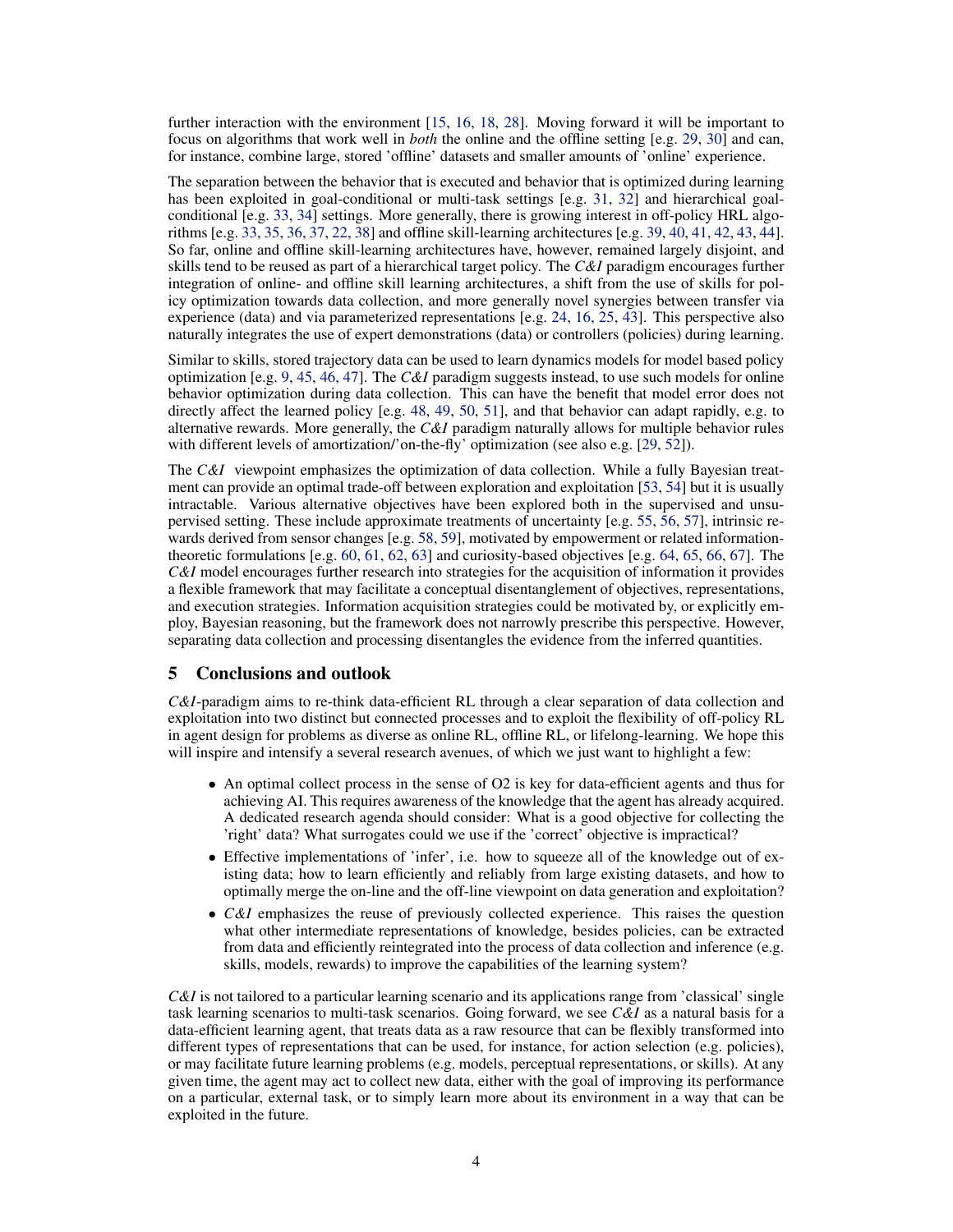further interaction with the environment [15, 16, 18, 28]. Moving forward it will be important to focus on algorithms that work well in *both* the online and the offline setting [e.g. 29, 30] and can, for instance, combine large, stored 'offline' datasets and smaller amounts of 'online' experience.

The separation between the behavior that is executed and behavior that is optimized during learning has been exploited in goal-conditional or multi-task settings [e.g. 31, 32] and hierarchical goal-conditional [e.g. 33, 34] settings. More generally, there is growing interest in off-policy HRL algorithms [e.g. 33, 35, 36, 37, 22, 38] and offline skill-learning architectures [e.g. 39, 40, 41, 42, 43, 44]. So far, online and offline skill-learning architectures have, however, remained largely disjoint, and skills tend to be reused as part of a hierarchical target policy. The *C&I* paradigm encourages further integration of online- and offline skill learning architectures, a shift from the use of skills for policy optimization towards data collection, and more generally novel synergies between transfer via experience (data) and via parameterized representations [e.g. 24, 16, 25, 43]. This perspective also naturally integrates the use of expert demonstrations (data) or controllers (policies) during learning.

Similar to skills, stored trajectory data can be used to learn dynamics models for model based policy optimization [e.g. 9, 45, 46, 47]. The *C&I* paradigm suggests instead, to use such models for online behavior optimization during data collection. This can have the benefit that model error does not directly affect the learned policy [e.g. 48, 49, 50, 51], and that behavior can adapt rapidly, e.g. to alternative rewards. More generally, the *C&I* paradigm naturally allows for multiple behavior rules with different levels of amortization/'on-the-fly' optimization (see also e.g. [29, 52]).

The *C&I* viewpoint emphasizes the optimization of data collection. While a fully Bayesian treatment can provide an optimal trade-off between exploration and exploitation [53, 54] but it is usually intractable. Various alternative objectives have been explored both in the supervised and unsupervised setting. These include approximate treatments of uncertainty [e.g. 55, 56, 57], intrinsic rewards derived from sensor changes [e.g. 58, 59], motivated by empowerment or related information-theoretic formulations [e.g. 60, 61, 62, 63] and curiosity-based objectives [e.g. 64, 65, 66, 67]. The *C&I* model encourages further research into strategies for the acquisition of information it provides a flexible framework that may facilitate a conceptual disentanglement of objectives, representations, and execution strategies. Information acquisition strategies could be motivated by, or explicitly employ, Bayesian reasoning, but the framework does not narrowly prescribe this perspective. However, separating data collection and processing disentangles the evidence from the inferred quantities.

## 5 Conclusions and outlook

*C&I*-paradigm aims to re-think data-efficient RL through a clear separation of data collection and exploitation into two distinct but connected processes and to exploit the flexibility of off-policy RL in agent design for problems as diverse as online RL, offline RL, or lifelong-learning. We hope this will inspire and intensify a several research avenues, of which we just want to highlight a few:

- An optimal collect process in the sense of O2 is key for data-efficient agents and thus for achieving AI. This requires awareness of the knowledge that the agent has already acquired. A dedicated research agenda should consider: What is a good objective for collecting the 'right' data? What surrogates could we use if the 'correct' objective is impractical?
- Effective implementations of 'infer', i.e. how to squeeze all of the knowledge out of existing data; how to learn efficiently and reliably from large existing datasets, and how to optimally merge the on-line and the off-line viewpoint on data generation and exploitation?
- *C&I* emphasizes the reuse of previously collected experience. This raises the question what other intermediate representations of knowledge, besides policies, can be extracted from data and efficiently reintegrated into the process of data collection and inference (e.g. skills, models, rewards) to improve the capabilities of the learning system?

*C&I* is not tailored to a particular learning scenario and its applications range from 'classical' single task learning scenarios to multi-task scenarios. Going forward, we see *C&I* as a natural basis for a data-efficient learning agent, that treats data as a raw resource that can be flexibly transformed into different types of representations that can be used, for instance, for action selection (e.g. policies), or may facilitate future learning problems (e.g. models, perceptual representations, or skills). At any given time, the agent may act to collect new data, either with the goal of improving its performance on a particular, external task, or to simply learn more about its environment in a way that can be exploited in the future.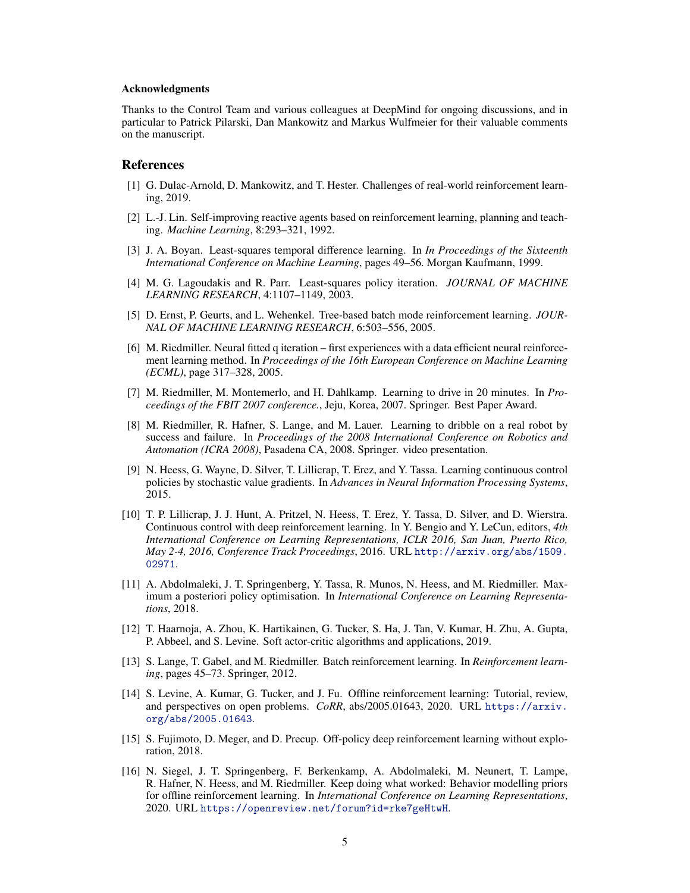#### Acknowledgments

Thanks to the Control Team and various colleagues at DeepMind for ongoing discussions, and in particular to Patrick Pilarski, Dan Mankowitz and Markus Wulfmeier for their valuable comments on the manuscript.

## References

[1] G. Dulac-Arnold, D. Mankowitz, and T. Hester. Challenges of real-world reinforcement learning, 2019.

[2] L.-J. Lin. Self-improving reactive agents based on reinforcement learning, planning and teaching. *Machine Learning*, 8:293–321, 1992.

[3] J. A. Boyan. Least-squares temporal difference learning. In *In Proceedings of the Sixteenth International Conference on Machine Learning*, pages 49–56. Morgan Kaufmann, 1999.

[4] M. G. Lagoudakis and R. Parr. Least-squares policy iteration. *JOURNAL OF MACHINE LEARNING RESEARCH*, 4:1107–1149, 2003.

[5] D. Ernst, P. Geurts, and L. Wehenkel. Tree-based batch mode reinforcement learning. *JOURNAL OF MACHINE LEARNING RESEARCH*, 6:503–556, 2005.

[6] M. Riedmiller. Neural fitted q iteration – first experiences with a data efficient neural reinforcement learning method. In *Proceedings of the 16th European Conference on Machine Learning (ECML)*, page 317–328, 2005.

[7] M. Riedmiller, M. Montemerlo, and H. Dahlkamp. Learning to drive in 20 minutes. In *Proceedings of the FBIT 2007 conference.*, Jeju, Korea, 2007. Springer. Best Paper Award.

[8] M. Riedmiller, R. Hafner, S. Lange, and M. Lauer. Learning to dribble on a real robot by success and failure. In *Proceedings of the 2008 International Conference on Robotics and Automation (ICRA 2008)*, Pasadena CA, 2008. Springer. video presentation.

[9] N. Heess, G. Wayne, D. Silver, T. Lillicrap, T. Erez, and Y. Tassa. Learning continuous control policies by stochastic value gradients. In *Advances in Neural Information Processing Systems*, 2015.

[10] T. P. Lillicrap, J. J. Hunt, A. Pritzel, N. Heess, T. Erez, Y. Tassa, D. Silver, and D. Wierstra. Continuous control with deep reinforcement learning. In Y. Bengio and Y. LeCun, editors, *4th International Conference on Learning Representations, ICLR 2016, San Juan, Puerto Rico, May 2-4, 2016, Conference Track Proceedings*, 2016. URL http://arxiv.org/abs/1509.02971.

[11] A. Abdolmaleki, J. T. Springenberg, Y. Tassa, R. Munos, N. Heess, and M. Riedmiller. Maximum a posteriori policy optimisation. In *International Conference on Learning Representations*, 2018.

[12] T. Haarnoja, A. Zhou, K. Hartikainen, G. Tucker, S. Ha, J. Tan, V. Kumar, H. Zhu, A. Gupta, P. Abbeel, and S. Levine. Soft actor-critic algorithms and applications, 2019.

[13] S. Lange, T. Gabel, and M. Riedmiller. Batch reinforcement learning. In *Reinforcement learning*, pages 45–73. Springer, 2012.

[14] S. Levine, A. Kumar, G. Tucker, and J. Fu. Offline reinforcement learning: Tutorial, review, and perspectives on open problems. *CoRR*, abs/2005.01643, 2020. URL https://arxiv.org/abs/2005.01643.

[15] S. Fujimoto, D. Meger, and D. Precup. Off-policy deep reinforcement learning without exploration, 2018.

[16] N. Siegel, J. T. Springenberg, F. Berkenkamp, A. Abdolmaleki, M. Neunert, T. Lampe, R. Hafner, N. Heess, and M. Riedmiller. Keep doing what worked: Behavior modelling priors for offline reinforcement learning. In *International Conference on Learning Representations*, 2020. URL https://openreview.net/forum?id=rke7geHtwH.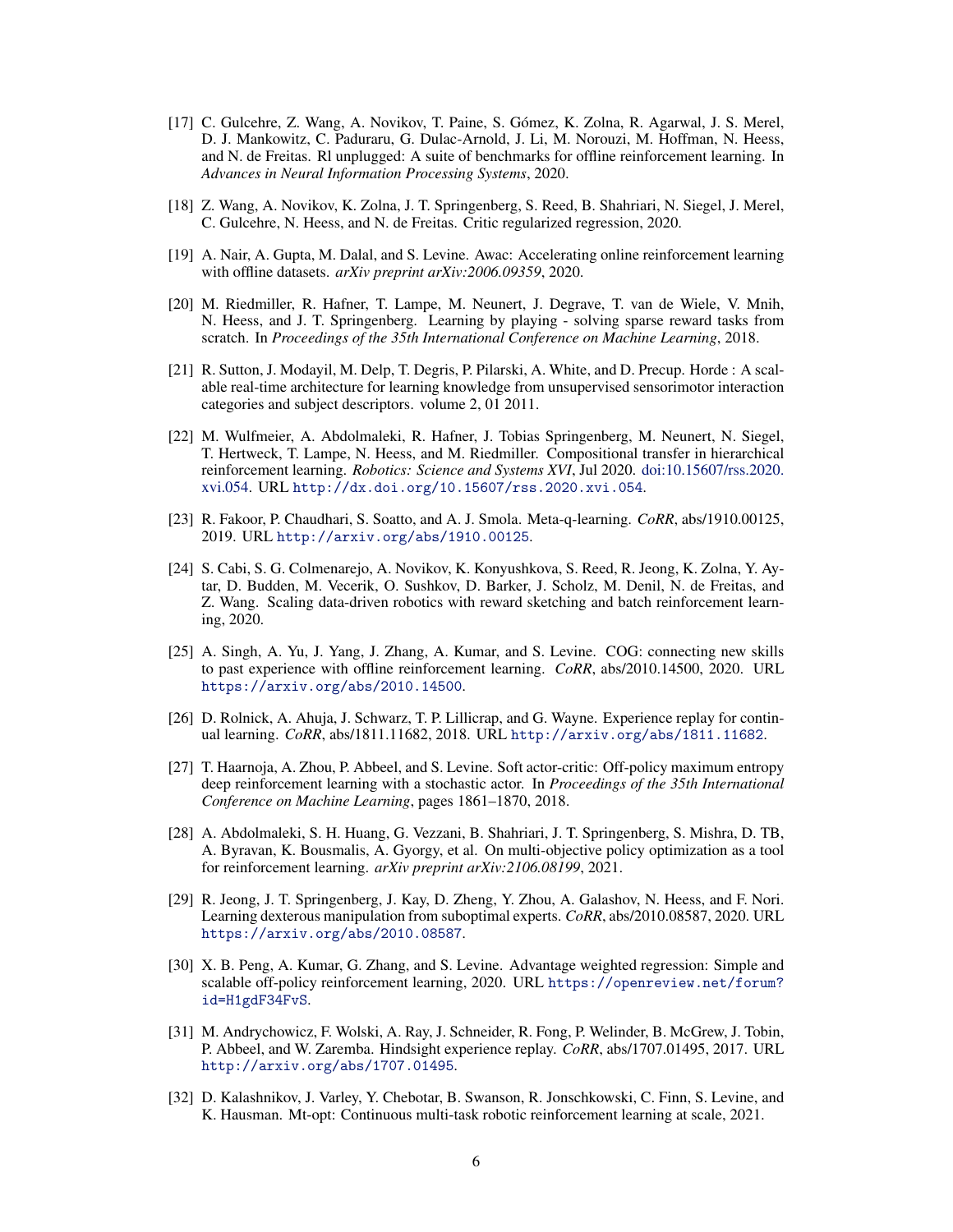[17] C. Gulcehre, Z. Wang, A. Novikov, T. Paine, S. Gómez, K. Zolna, R. Agarwal, J. S. Merel, D. J. Mankowitz, C. Paduraru, G. Dulac-Arnold, J. Li, M. Norouzi, M. Hoffman, N. Heess, and N. de Freitas. Rl unplugged: A suite of benchmarks for offline reinforcement learning. In *Advances in Neural Information Processing Systems*, 2020.

[18] Z. Wang, A. Novikov, K. Zolna, J. T. Springenberg, S. Reed, B. Shahriari, N. Siegel, J. Merel, C. Gulcehre, N. Heess, and N. de Freitas. Critic regularized regression, 2020.

[19] A. Nair, A. Gupta, M. Dalal, and S. Levine. Awac: Accelerating online reinforcement learning with offline datasets. *arXiv preprint arXiv:2006.09359*, 2020.

[20] M. Riedmiller, R. Hafner, T. Lampe, M. Neunert, J. Degrave, T. van de Wiele, V. Mnih, N. Heess, and J. T. Springenberg. Learning by playing - solving sparse reward tasks from scratch. In *Proceedings of the 35th International Conference on Machine Learning*, 2018.

[21] R. Sutton, J. Modayil, M. Delp, T. Degris, P. Pilarski, A. White, and D. Precup. Horde : A scalable real-time architecture for learning knowledge from unsupervised sensorimotor interaction categories and subject descriptors. volume 2, 01 2011.

[22] M. Wulfmeier, A. Abdolmaleki, R. Hafner, J. Tobias Springenberg, M. Neunert, N. Siegel, T. Hertweck, T. Lampe, N. Heess, and M. Riedmiller. Compositional transfer in hierarchical reinforcement learning. *Robotics: Science and Systems XVI*, Jul 2020. doi:10.15607/rss.2020.xvi.054. URL http://dx.doi.org/10.15607/rss.2020.xvi.054.

[23] R. Fakoor, P. Chaudhari, S. Soatto, and A. J. Smola. Meta-q-learning. *CoRR*, abs/1910.00125, 2019. URL http://arxiv.org/abs/1910.00125.

[24] S. Cabi, S. G. Colmenarejo, A. Novikov, K. Konyushkova, S. Reed, R. Jeong, K. Zolna, Y. Aytar, D. Budden, M. Vecerik, O. Sushkov, D. Barker, J. Scholz, M. Denil, N. de Freitas, and Z. Wang. Scaling data-driven robotics with reward sketching and batch reinforcement learning, 2020.

[25] A. Singh, A. Yu, J. Yang, J. Zhang, A. Kumar, and S. Levine. COG: connecting new skills to past experience with offline reinforcement learning. *CoRR*, abs/2010.14500, 2020. URL https://arxiv.org/abs/2010.14500.

[26] D. Rolnick, A. Ahuja, J. Schwarz, T. P. Lillicrap, and G. Wayne. Experience replay for continual learning. *CoRR*, abs/1811.11682, 2018. URL http://arxiv.org/abs/1811.11682.

[27] T. Haarnoja, A. Zhou, P. Abbeel, and S. Levine. Soft actor-critic: Off-policy maximum entropy deep reinforcement learning with a stochastic actor. In *Proceedings of the 35th International Conference on Machine Learning*, pages 1861–1870, 2018.

[28] A. Abdolmaleki, S. H. Huang, G. Vezzani, B. Shahriari, J. T. Springenberg, S. Mishra, D. TB, A. Byravan, K. Bousmalis, A. Gyorgy, et al. On multi-objective policy optimization as a tool for reinforcement learning. *arXiv preprint arXiv:2106.08199*, 2021.

[29] R. Jeong, J. T. Springenberg, J. Kay, D. Zheng, Y. Zhou, A. Galashov, N. Heess, and F. Nori. Learning dexterous manipulation from suboptimal experts. *CoRR*, abs/2010.08587, 2020. URL https://arxiv.org/abs/2010.08587.

[30] X. B. Peng, A. Kumar, G. Zhang, and S. Levine. Advantage weighted regression: Simple and scalable off-policy reinforcement learning, 2020. URL https://openreview.net/forum?id=H1gdF34FvS.

[31] M. Andrychowicz, F. Wolski, A. Ray, J. Schneider, R. Fong, P. Welinder, B. McGrew, J. Tobin, P. Abbeel, and W. Zaremba. Hindsight experience replay. *CoRR*, abs/1707.01495, 2017. URL http://arxiv.org/abs/1707.01495.

[32] D. Kalashnikov, J. Varley, Y. Chebotar, B. Swanson, R. Jonschkowski, C. Finn, S. Levine, and K. Hausman. Mt-opt: Continuous multi-task robotic reinforcement learning at scale, 2021.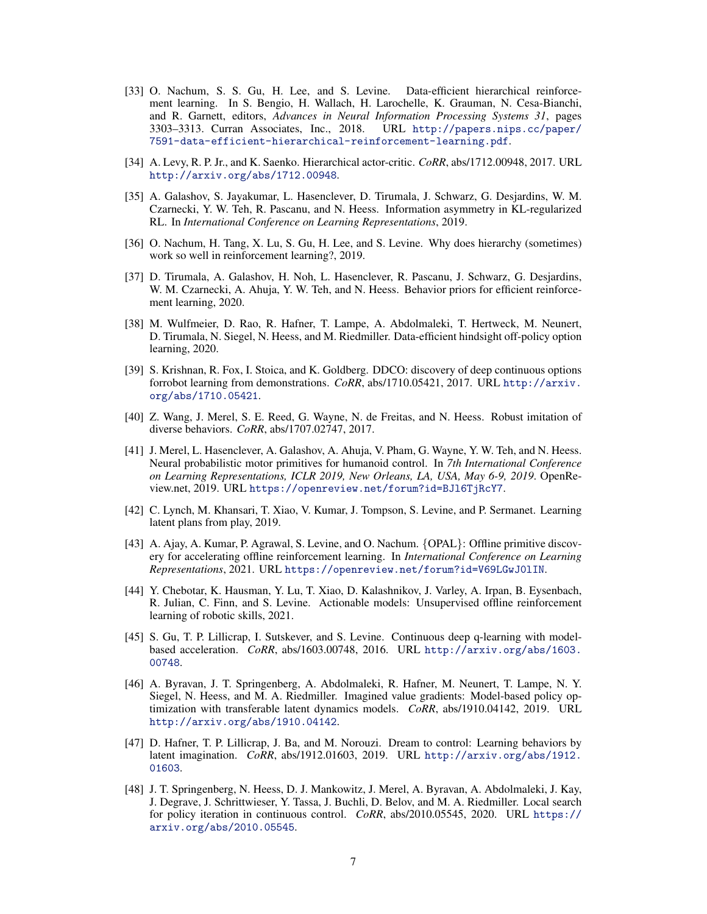[33] O. Nachum, S. S. Gu, H. Lee, and S. Levine. Data-efficient hierarchical reinforcement learning. In S. Bengio, H. Wallach, H. Larochelle, K. Grauman, N. Cesa-Bianchi, and R. Garnett, editors, *Advances in Neural Information Processing Systems 31*, pages 3303–3313. Curran Associates, Inc., 2018. URL http://papers.nips.cc/paper/7591-data-efficient-hierarchical-reinforcement-learning.pdf.

[34] A. Levy, R. P. Jr., and K. Saenko. Hierarchical actor-critic. *CoRR*, abs/1712.00948, 2017. URL http://arxiv.org/abs/1712.00948.

[35] A. Galashov, S. Jayakumar, L. Hasenclever, D. Tirumala, J. Schwarz, G. Desjardins, W. M. Czarnecki, Y. W. Teh, R. Pascanu, and N. Heess. Information asymmetry in KL-regularized RL. In *International Conference on Learning Representations*, 2019.

[36] O. Nachum, H. Tang, X. Lu, S. Gu, H. Lee, and S. Levine. Why does hierarchy (sometimes) work so well in reinforcement learning?, 2019.

[37] D. Tirumala, A. Galashov, H. Noh, L. Hasenclever, R. Pascanu, J. Schwarz, G. Desjardins, W. M. Czarnecki, A. Ahuja, Y. W. Teh, and N. Heess. Behavior priors for efficient reinforcement learning, 2020.

[38] M. Wulfmeier, D. Rao, R. Hafner, T. Lampe, A. Abdolmaleki, T. Hertweck, M. Neunert, D. Tirumala, N. Siegel, N. Heess, and M. Riedmiller. Data-efficient hindsight off-policy option learning, 2020.

[39] S. Krishnan, R. Fox, I. Stoica, and K. Goldberg. DDCO: discovery of deep continuous options forrobot learning from demonstrations. *CoRR*, abs/1710.05421, 2017. URL http://arxiv.org/abs/1710.05421.

[40] Z. Wang, J. Merel, S. E. Reed, G. Wayne, N. de Freitas, and N. Heess. Robust imitation of diverse behaviors. *CoRR*, abs/1707.02747, 2017.

[41] J. Merel, L. Hasenclever, A. Galashov, A. Ahuja, V. Pham, G. Wayne, Y. W. Teh, and N. Heess. Neural probabilistic motor primitives for humanoid control. In *7th International Conference on Learning Representations, ICLR 2019, New Orleans, LA, USA, May 6-9, 2019*. OpenReview.net, 2019. URL https://openreview.net/forum?id=BJl6TjRcY7.

[42] C. Lynch, M. Khansari, T. Xiao, V. Kumar, J. Tompson, S. Levine, and P. Sermanet. Learning latent plans from play, 2019.

[43] A. Ajay, A. Kumar, P. Agrawal, S. Levine, and O. Nachum. {OPAL}: Offline primitive discovery for accelerating offline reinforcement learning. In *International Conference on Learning Representations*, 2021. URL https://openreview.net/forum?id=V69LGwJ0lIN.

[44] Y. Chebotar, K. Hausman, Y. Lu, T. Xiao, D. Kalashnikov, J. Varley, A. Irpan, B. Eysenbach, R. Julian, C. Finn, and S. Levine. Actionable models: Unsupervised offline reinforcement learning of robotic skills, 2021.

[45] S. Gu, T. P. Lillicrap, I. Sutskever, and S. Levine. Continuous deep q-learning with model-based acceleration. *CoRR*, abs/1603.00748, 2016. URL http://arxiv.org/abs/1603.00748.

[46] A. Byravan, J. T. Springenberg, A. Abdolmaleki, R. Hafner, M. Neunert, T. Lampe, N. Y. Siegel, N. Heess, and M. A. Riedmiller. Imagined value gradients: Model-based policy optimization with transferable latent dynamics models. *CoRR*, abs/1910.04142, 2019. URL http://arxiv.org/abs/1910.04142.

[47] D. Hafner, T. P. Lillicrap, J. Ba, and M. Norouzi. Dream to control: Learning behaviors by latent imagination. *CoRR*, abs/1912.01603, 2019. URL http://arxiv.org/abs/1912.01603.

[48] J. T. Springenberg, N. Heess, D. J. Mankowitz, J. Merel, A. Byravan, A. Abdolmaleki, J. Kay, J. Degrave, J. Schrittwieser, Y. Tassa, J. Buchli, D. Belov, and M. A. Riedmiller. Local search for policy iteration in continuous control. *CoRR*, abs/2010.05545, 2020. URL https://arxiv.org/abs/2010.05545.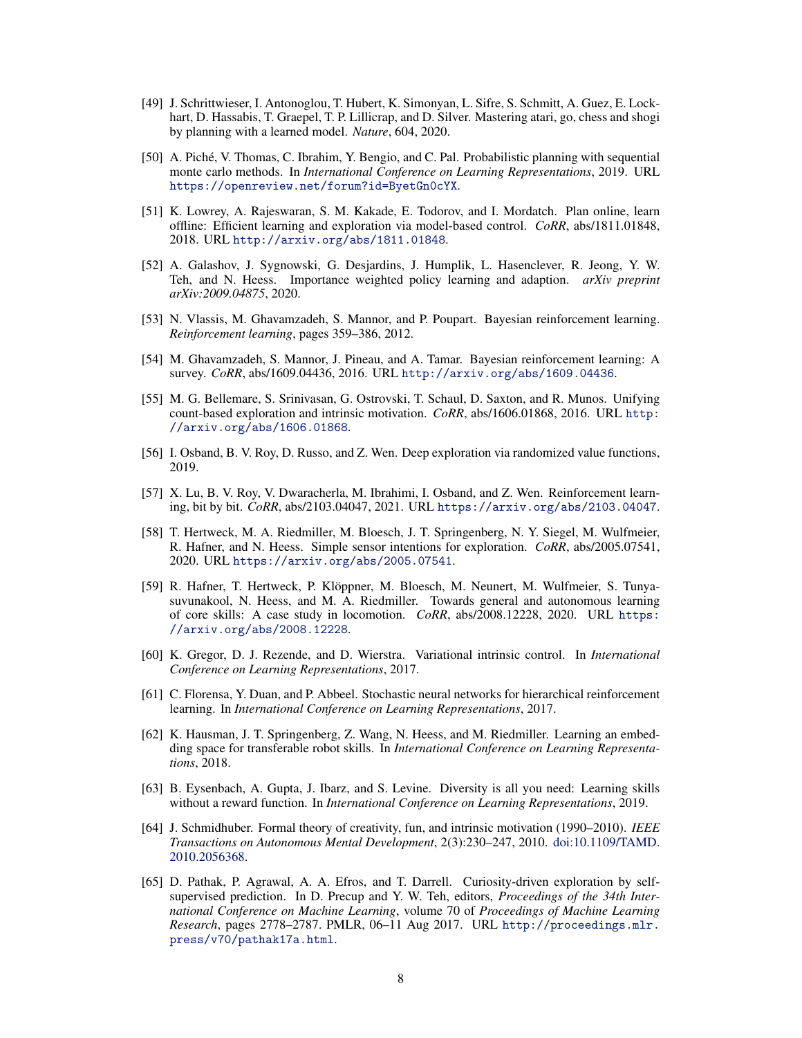[49] J. Schrittwieser, I. Antonoglou, T. Hubert, K. Simonyan, L. Sifre, S. Schmitt, A. Guez, E. Lockhart, D. Hassabis, T. Graepel, T. P. Lillicrap, and D. Silver. Mastering atari, go, chess and shogi by planning with a learned model. *Nature*, 604, 2020.

[50] A. Piché, V. Thomas, C. Ibrahim, Y. Bengio, and C. Pal. Probabilistic planning with sequential monte carlo methods. In *International Conference on Learning Representations*, 2019. URL https://openreview.net/forum?id=ByetGn0cYX.

[51] K. Lowrey, A. Rajeswaran, S. M. Kakade, E. Todorov, and I. Mordatch. Plan online, learn offline: Efficient learning and exploration via model-based control. *CoRR*, abs/1811.01848, 2018. URL http://arxiv.org/abs/1811.01848.

[52] A. Galashov, J. Sygnowski, G. Desjardins, J. Humplik, L. Hasenclever, R. Jeong, Y. W. Teh, and N. Heess. Importance weighted policy learning and adaption. *arXiv preprint arXiv:2009.04875*, 2020.

[53] N. Vlassis, M. Ghavamzadeh, S. Mannor, and P. Poupart. Bayesian reinforcement learning. *Reinforcement learning*, pages 359–386, 2012.

[54] M. Ghavamzadeh, S. Mannor, J. Pineau, and A. Tamar. Bayesian reinforcement learning: A survey. *CoRR*, abs/1609.04436, 2016. URL http://arxiv.org/abs/1609.04436.

[55] M. G. Bellemare, S. Srinivasan, G. Ostrovski, T. Schaul, D. Saxton, and R. Munos. Unifying count-based exploration and intrinsic motivation. *CoRR*, abs/1606.01868, 2016. URL http://arxiv.org/abs/1606.01868.

[56] I. Osband, B. V. Roy, D. Russo, and Z. Wen. Deep exploration via randomized value functions, 2019.

[57] X. Lu, B. V. Roy, V. Dwaracherla, M. Ibrahimi, I. Osband, and Z. Wen. Reinforcement learning, bit by bit. *CoRR*, abs/2103.04047, 2021. URL https://arxiv.org/abs/2103.04047.

[58] T. Hertweck, M. A. Riedmiller, M. Bloesch, J. T. Springenberg, N. Y. Siegel, M. Wulfmeier, R. Hafner, and N. Heess. Simple sensor intentions for exploration. *CoRR*, abs/2005.07541, 2020. URL https://arxiv.org/abs/2005.07541.

[59] R. Hafner, T. Hertweck, P. Klöppner, M. Bloesch, M. Neunert, M. Wulfmeier, S. Tunyasuvunakool, N. Heess, and M. A. Riedmiller. Towards general and autonomous learning of core skills: A case study in locomotion. *CoRR*, abs/2008.12228, 2020. URL https://arxiv.org/abs/2008.12228.

[60] K. Gregor, D. J. Rezende, and D. Wierstra. Variational intrinsic control. In *International Conference on Learning Representations*, 2017.

[61] C. Florensa, Y. Duan, and P. Abbeel. Stochastic neural networks for hierarchical reinforcement learning. In *International Conference on Learning Representations*, 2017.

[62] K. Hausman, J. T. Springenberg, Z. Wang, N. Heess, and M. Riedmiller. Learning an embedding space for transferable robot skills. In *International Conference on Learning Representations*, 2018.

[63] B. Eysenbach, A. Gupta, J. Ibarz, and S. Levine. Diversity is all you need: Learning skills without a reward function. In *International Conference on Learning Representations*, 2019.

[64] J. Schmidhuber. Formal theory of creativity, fun, and intrinsic motivation (1990–2010). *IEEE Transactions on Autonomous Mental Development*, 2(3):230–247, 2010. doi:10.1109/TAMD.2010.2056368.

[65] D. Pathak, P. Agrawal, A. A. Efros, and T. Darrell. Curiosity-driven exploration by self-supervised prediction. In D. Precup and Y. W. Teh, editors, *Proceedings of the 34th International Conference on Machine Learning*, volume 70 of *Proceedings of Machine Learning Research*, pages 2778–2787. PMLR, 06–11 Aug 2017. URL http://proceedings.mlr.press/v70/pathak17a.html.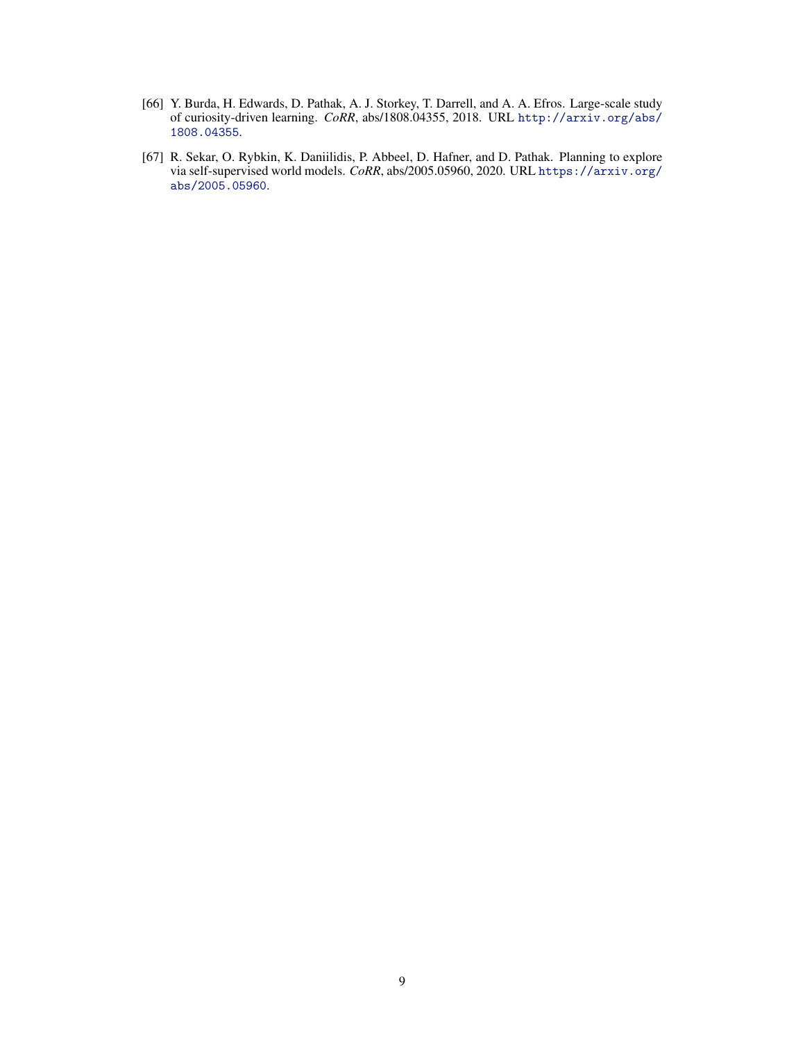[66] Y. Burda, H. Edwards, D. Pathak, A. J. Storkey, T. Darrell, and A. A. Efros. Large-scale study of curiosity-driven learning. *CoRR*, abs/1808.04355, 2018. URL http://arxiv.org/abs/1808.04355.

[67] R. Sekar, O. Rybkin, K. Daniilidis, P. Abbeel, D. Hafner, and D. Pathak. Planning to explore via self-supervised world models. *CoRR*, abs/2005.05960, 2020. URL https://arxiv.org/abs/2005.05960.